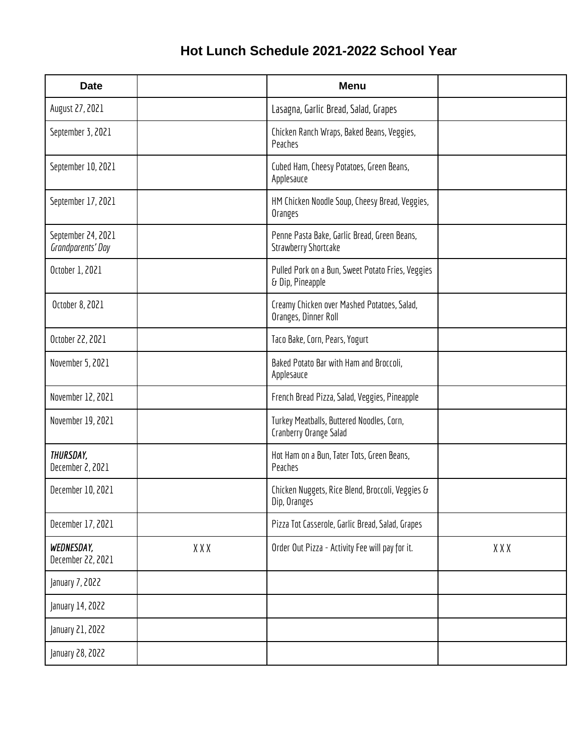# Hot Lunch Schedule 2021-2022 School Year

| Date | | Menu | |
|---|---|---|---|
| August 27, 2021 | | Lasagna, Garlic Bread, Salad, Grapes | |
| September 3, 2021 | | Chicken Ranch Wraps, Baked Beans, Veggies, Peaches | |
| September 10, 2021 | | Cubed Ham, Cheesy Potatoes, Green Beans, Applesauce | |
| September 17, 2021 | | HM Chicken Noodle Soup, Cheesy Bread, Veggies, Oranges | |
| September 24, 2021 *Grandparents' Day* | | Penne Pasta Bake, Garlic Bread, Green Beans, Strawberry Shortcake | |
| October 1, 2021 | | Pulled Pork on a Bun, Sweet Potato Fries, Veggies & Dip, Pineapple | |
| October 8, 2021 | | Creamy Chicken over Mashed Potatoes, Salad, Oranges, Dinner Roll | |
| October 22, 2021 | | Taco Bake, Corn, Pears, Yogurt | |
| November 5, 2021 | | Baked Potato Bar with Ham and Broccoli, Applesauce | |
| November 12, 2021 | | French Bread Pizza, Salad, Veggies, Pineapple | |
| November 19, 2021 | | Turkey Meatballs, Buttered Noodles, Corn, Cranberry Orange Salad | |
| ***THURSDAY,*** December 2, 2021 | | Hot Ham on a Bun, Tater Tots, Green Beans, Peaches | |
| December 10, 2021 | | Chicken Nuggets, Rice Blend, Broccoli, Veggies & Dip, Oranges | |
| December 17, 2021 | | Pizza Tot Casserole, Garlic Bread, Salad, Grapes | |
| ***WEDNESDAY,*** December 22, 2021 | X X X | Order Out Pizza - Activity Fee will pay for it. | X X X |
| January 7, 2022 | | | |
| January 14, 2022 | | | |
| January 21, 2022 | | | |
| January 28, 2022 | | | |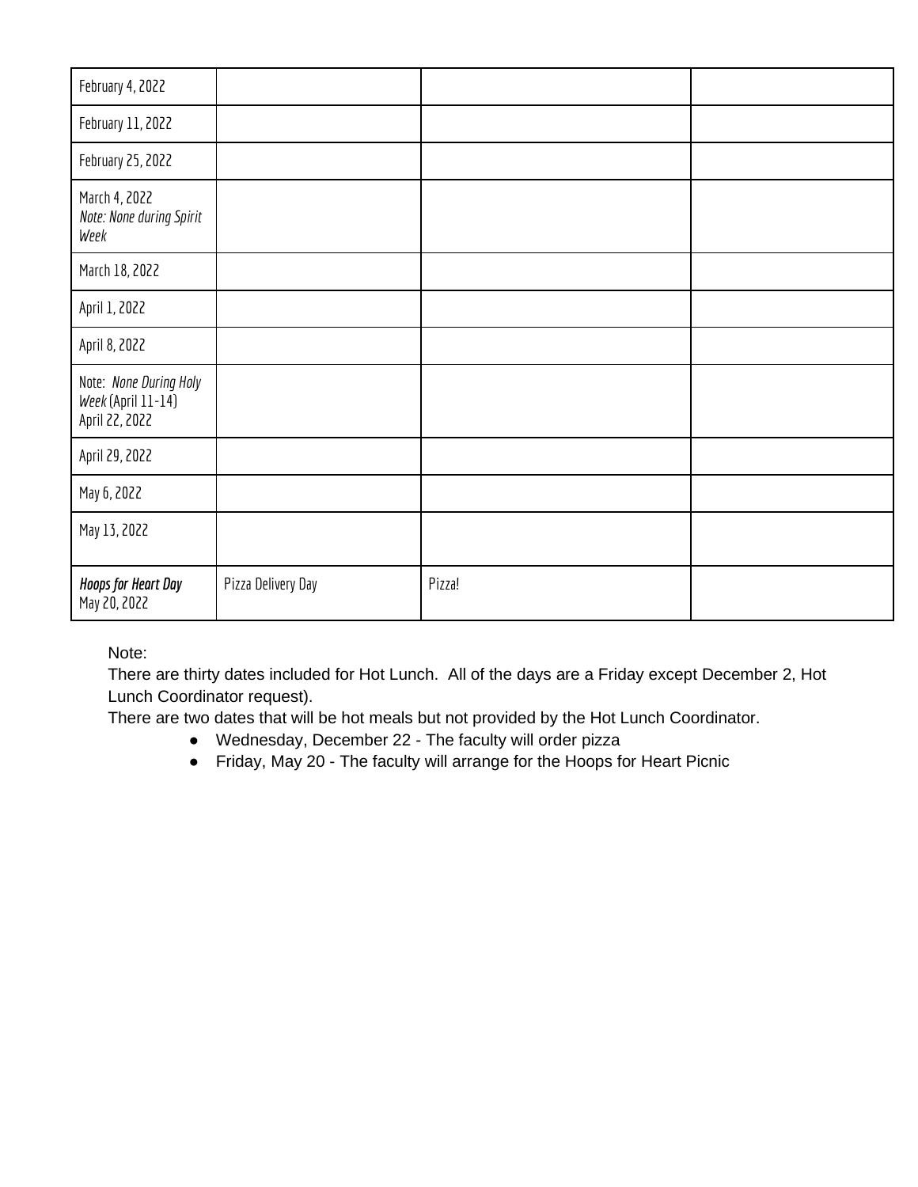| | | | |
|---|---|---|---|
| February 4, 2022 | | | |
| February 11, 2022 | | | |
| February 25, 2022 | | | |
| March 4, 2022 *Note: None during Spirit Week* | | | |
| March 18, 2022 | | | |
| April 1, 2022 | | | |
| April 8, 2022 | | | |
| Note: *None During Holy Week* (April 11-14) April 22, 2022 | | | |
| April 29, 2022 | | | |
| May 6, 2022 | | | |
| May 13, 2022 | | | |
| ***Hoops for Heart Day*** May 20, 2022 | Pizza Delivery Day | Pizza! | |

Note:
There are thirty dates included for Hot Lunch. All of the days are a Friday except December 2, Hot Lunch Coordinator request).
There are two dates that will be hot meals but not provided by the Hot Lunch Coordinator.

- Wednesday, December 22 - The faculty will order pizza
- Friday, May 20 - The faculty will arrange for the Hoops for Heart Picnic